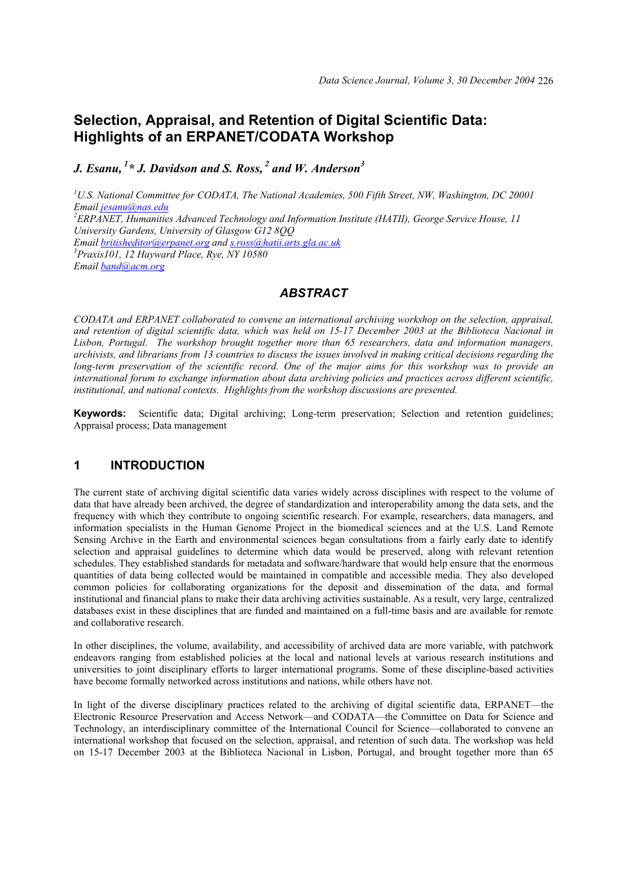# Selection, Appraisal, and Retention of Digital Scientific Data: Highlights of an ERPANET/CODATA Workshop

***J. Esanu, [1]\* J. Davidson and S. Ross, [2] and W. Anderson[3]***

*[1]U.S. National Committee for CODATA, The National Academies, 500 Fifth Street, NW, Washington, DC 20001*
*Email jesanu@nas.edu*
*[2]ERPANET, Humanities Advanced Technology and Information Institute (HATII), George Service House, 11 University Gardens, University of Glasgow G12 8QQ*
*Email britisheditor@erpanet.org and s.ross@hatii.arts.gla.ac.uk*
*[3]Praxis101, 12 Hayward Place, Rye, NY 10580*
*Email band@acm.org*

## ABSTRACT

*CODATA and ERPANET collaborated to convene an international archiving workshop on the selection, appraisal, and retention of digital scientific data, which was held on 15-17 December 2003 at the Biblioteca Nacional in Lisbon, Portugal. The workshop brought together more than 65 researchers, data and information managers, archivists, and librarians from 13 countries to discuss the issues involved in making critical decisions regarding the long-term preservation of the scientific record. One of the major aims for this workshop was to provide an international forum to exchange information about data archiving policies and practices across different scientific, institutional, and national contexts. Highlights from the workshop discussions are presented.*

**Keywords:** Scientific data; Digital archiving; Long-term preservation; Selection and retention guidelines; Appraisal process; Data management

## 1 INTRODUCTION

The current state of archiving digital scientific data varies widely across disciplines with respect to the volume of data that have already been archived, the degree of standardization and interoperability among the data sets, and the frequency with which they contribute to ongoing scientific research. For example, researchers, data managers, and information specialists in the Human Genome Project in the biomedical sciences and at the U.S. Land Remote Sensing Archive in the Earth and environmental sciences began consultations from a fairly early date to identify selection and appraisal guidelines to determine which data would be preserved, along with relevant retention schedules. They established standards for metadata and software/hardware that would help ensure that the enormous quantities of data being collected would be maintained in compatible and accessible media. They also developed common policies for collaborating organizations for the deposit and dissemination of the data, and formal institutional and financial plans to make their data archiving activities sustainable. As a result, very large, centralized databases exist in these disciplines that are funded and maintained on a full-time basis and are available for remote and collaborative research.

In other disciplines, the volume, availability, and accessibility of archived data are more variable, with patchwork endeavors ranging from established policies at the local and national levels at various research institutions and universities to joint disciplinary efforts to larger international programs. Some of these discipline-based activities have become formally networked across institutions and nations, while others have not.

In light of the diverse disciplinary practices related to the archiving of digital scientific data, ERPANET—the Electronic Resource Preservation and Access Network—and CODATA—the Committee on Data for Science and Technology, an interdisciplinary committee of the International Council for Science—collaborated to convene an international workshop that focused on the selection, appraisal, and retention of such data. The workshop was held on 15-17 December 2003 at the Biblioteca Nacional in Lisbon, Portugal, and brought together more than 65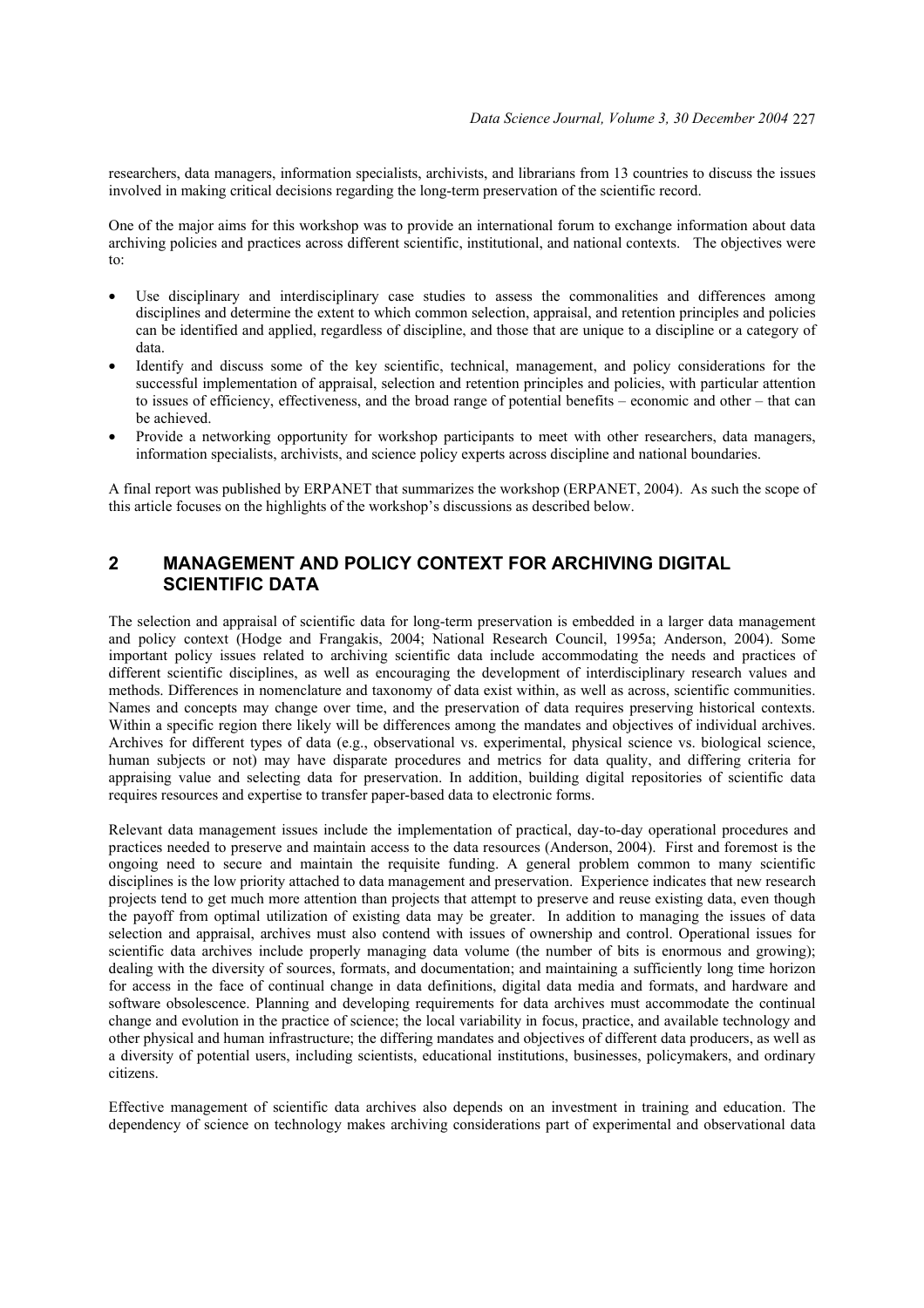researchers, data managers, information specialists, archivists, and librarians from 13 countries to discuss the issues involved in making critical decisions regarding the long-term preservation of the scientific record.

One of the major aims for this workshop was to provide an international forum to exchange information about data archiving policies and practices across different scientific, institutional, and national contexts. The objectives were to:

- Use disciplinary and interdisciplinary case studies to assess the commonalities and differences among disciplines and determine the extent to which common selection, appraisal, and retention principles and policies can be identified and applied, regardless of discipline, and those that are unique to a discipline or a category of data.
- Identify and discuss some of the key scientific, technical, management, and policy considerations for the successful implementation of appraisal, selection and retention principles and policies, with particular attention to issues of efficiency, effectiveness, and the broad range of potential benefits – economic and other – that can be achieved.
- Provide a networking opportunity for workshop participants to meet with other researchers, data managers, information specialists, archivists, and science policy experts across discipline and national boundaries.

A final report was published by ERPANET that summarizes the workshop (ERPANET, 2004). As such the scope of this article focuses on the highlights of the workshop's discussions as described below.

## 2 MANAGEMENT AND POLICY CONTEXT FOR ARCHIVING DIGITAL SCIENTIFIC DATA

The selection and appraisal of scientific data for long-term preservation is embedded in a larger data management and policy context (Hodge and Frangakis, 2004; National Research Council, 1995a; Anderson, 2004). Some important policy issues related to archiving scientific data include accommodating the needs and practices of different scientific disciplines, as well as encouraging the development of interdisciplinary research values and methods. Differences in nomenclature and taxonomy of data exist within, as well as across, scientific communities. Names and concepts may change over time, and the preservation of data requires preserving historical contexts. Within a specific region there likely will be differences among the mandates and objectives of individual archives. Archives for different types of data (e.g., observational vs. experimental, physical science vs. biological science, human subjects or not) may have disparate procedures and metrics for data quality, and differing criteria for appraising value and selecting data for preservation. In addition, building digital repositories of scientific data requires resources and expertise to transfer paper-based data to electronic forms.

Relevant data management issues include the implementation of practical, day-to-day operational procedures and practices needed to preserve and maintain access to the data resources (Anderson, 2004). First and foremost is the ongoing need to secure and maintain the requisite funding. A general problem common to many scientific disciplines is the low priority attached to data management and preservation. Experience indicates that new research projects tend to get much more attention than projects that attempt to preserve and reuse existing data, even though the payoff from optimal utilization of existing data may be greater. In addition to managing the issues of data selection and appraisal, archives must also contend with issues of ownership and control. Operational issues for scientific data archives include properly managing data volume (the number of bits is enormous and growing); dealing with the diversity of sources, formats, and documentation; and maintaining a sufficiently long time horizon for access in the face of continual change in data definitions, digital data media and formats, and hardware and software obsolescence. Planning and developing requirements for data archives must accommodate the continual change and evolution in the practice of science; the local variability in focus, practice, and available technology and other physical and human infrastructure; the differing mandates and objectives of different data producers, as well as a diversity of potential users, including scientists, educational institutions, businesses, policymakers, and ordinary citizens.

Effective management of scientific data archives also depends on an investment in training and education. The dependency of science on technology makes archiving considerations part of experimental and observational data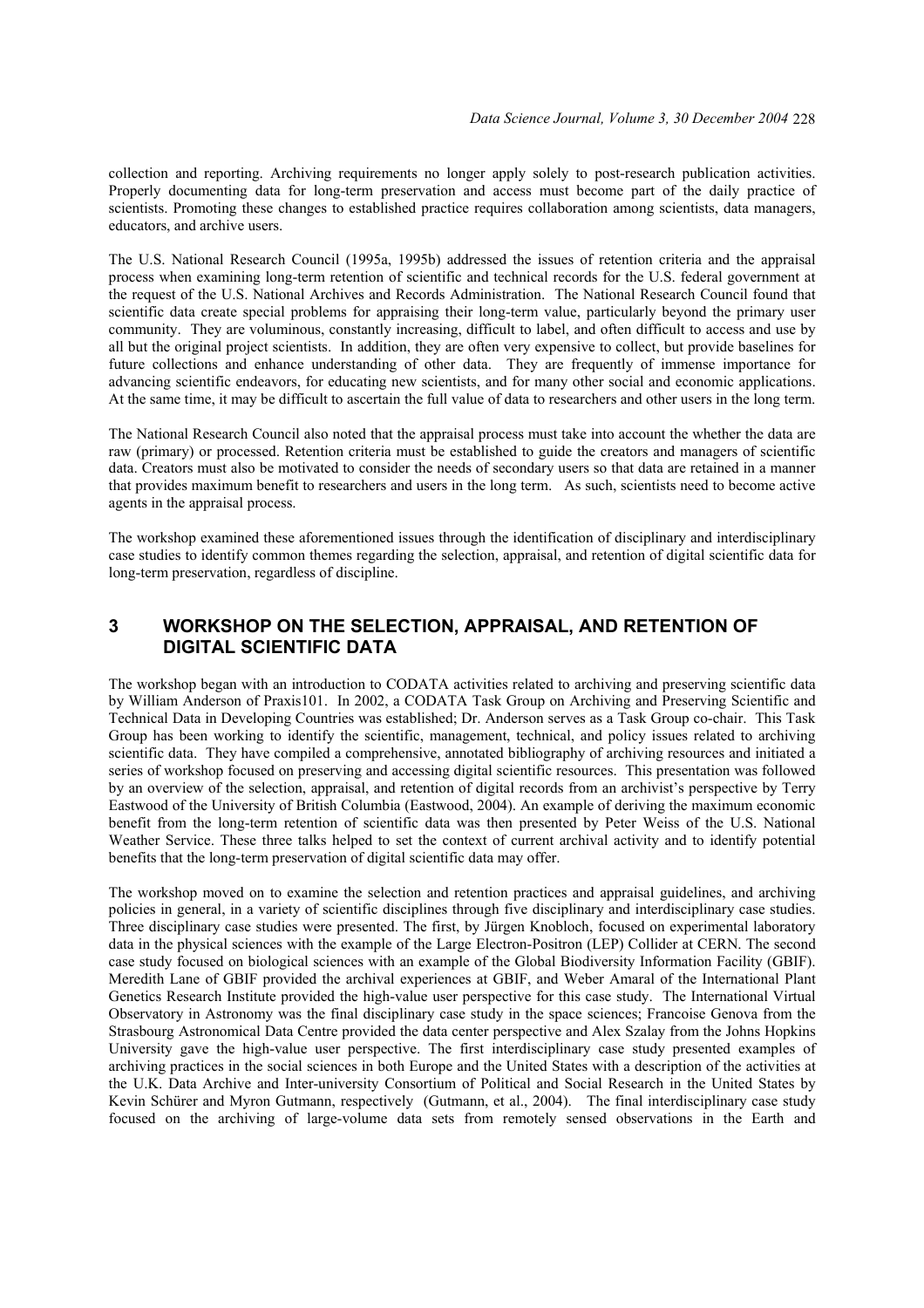collection and reporting. Archiving requirements no longer apply solely to post-research publication activities. Properly documenting data for long-term preservation and access must become part of the daily practice of scientists. Promoting these changes to established practice requires collaboration among scientists, data managers, educators, and archive users.

The U.S. National Research Council (1995a, 1995b) addressed the issues of retention criteria and the appraisal process when examining long-term retention of scientific and technical records for the U.S. federal government at the request of the U.S. National Archives and Records Administration. The National Research Council found that scientific data create special problems for appraising their long-term value, particularly beyond the primary user community. They are voluminous, constantly increasing, difficult to label, and often difficult to access and use by all but the original project scientists. In addition, they are often very expensive to collect, but provide baselines for future collections and enhance understanding of other data. They are frequently of immense importance for advancing scientific endeavors, for educating new scientists, and for many other social and economic applications. At the same time, it may be difficult to ascertain the full value of data to researchers and other users in the long term.

The National Research Council also noted that the appraisal process must take into account the whether the data are raw (primary) or processed. Retention criteria must be established to guide the creators and managers of scientific data. Creators must also be motivated to consider the needs of secondary users so that data are retained in a manner that provides maximum benefit to researchers and users in the long term. As such, scientists need to become active agents in the appraisal process.

The workshop examined these aforementioned issues through the identification of disciplinary and interdisciplinary case studies to identify common themes regarding the selection, appraisal, and retention of digital scientific data for long-term preservation, regardless of discipline.

## 3 WORKSHOP ON THE SELECTION, APPRAISAL, AND RETENTION OF DIGITAL SCIENTIFIC DATA

The workshop began with an introduction to CODATA activities related to archiving and preserving scientific data by William Anderson of Praxis101. In 2002, a CODATA Task Group on Archiving and Preserving Scientific and Technical Data in Developing Countries was established; Dr. Anderson serves as a Task Group co-chair. This Task Group has been working to identify the scientific, management, technical, and policy issues related to archiving scientific data. They have compiled a comprehensive, annotated bibliography of archiving resources and initiated a series of workshop focused on preserving and accessing digital scientific resources. This presentation was followed by an overview of the selection, appraisal, and retention of digital records from an archivist's perspective by Terry Eastwood of the University of British Columbia (Eastwood, 2004). An example of deriving the maximum economic benefit from the long-term retention of scientific data was then presented by Peter Weiss of the U.S. National Weather Service. These three talks helped to set the context of current archival activity and to identify potential benefits that the long-term preservation of digital scientific data may offer.

The workshop moved on to examine the selection and retention practices and appraisal guidelines, and archiving policies in general, in a variety of scientific disciplines through five disciplinary and interdisciplinary case studies. Three disciplinary case studies were presented. The first, by Jürgen Knobloch, focused on experimental laboratory data in the physical sciences with the example of the Large Electron-Positron (LEP) Collider at CERN. The second case study focused on biological sciences with an example of the Global Biodiversity Information Facility (GBIF). Meredith Lane of GBIF provided the archival experiences at GBIF, and Weber Amaral of the International Plant Genetics Research Institute provided the high-value user perspective for this case study. The International Virtual Observatory in Astronomy was the final disciplinary case study in the space sciences; Francoise Genova from the Strasbourg Astronomical Data Centre provided the data center perspective and Alex Szalay from the Johns Hopkins University gave the high-value user perspective. The first interdisciplinary case study presented examples of archiving practices in the social sciences in both Europe and the United States with a description of the activities at the U.K. Data Archive and Inter-university Consortium of Political and Social Research in the United States by Kevin Schürer and Myron Gutmann, respectively (Gutmann, et al., 2004). The final interdisciplinary case study focused on the archiving of large-volume data sets from remotely sensed observations in the Earth and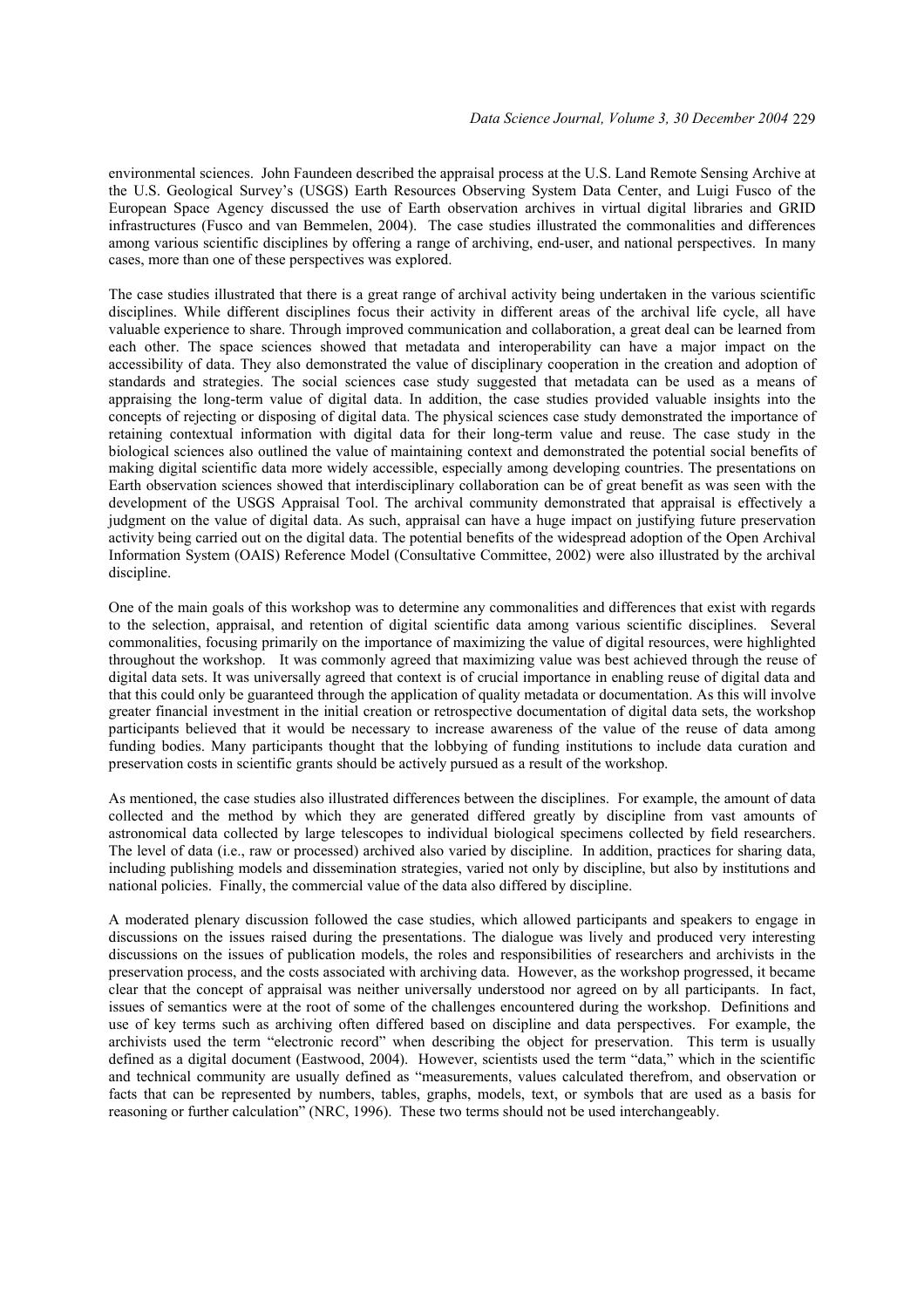environmental sciences. John Faundeen described the appraisal process at the U.S. Land Remote Sensing Archive at the U.S. Geological Survey's (USGS) Earth Resources Observing System Data Center, and Luigi Fusco of the European Space Agency discussed the use of Earth observation archives in virtual digital libraries and GRID infrastructures (Fusco and van Bemmelen, 2004). The case studies illustrated the commonalities and differences among various scientific disciplines by offering a range of archiving, end-user, and national perspectives. In many cases, more than one of these perspectives was explored.

The case studies illustrated that there is a great range of archival activity being undertaken in the various scientific disciplines. While different disciplines focus their activity in different areas of the archival life cycle, all have valuable experience to share. Through improved communication and collaboration, a great deal can be learned from each other. The space sciences showed that metadata and interoperability can have a major impact on the accessibility of data. They also demonstrated the value of disciplinary cooperation in the creation and adoption of standards and strategies. The social sciences case study suggested that metadata can be used as a means of appraising the long-term value of digital data. In addition, the case studies provided valuable insights into the concepts of rejecting or disposing of digital data. The physical sciences case study demonstrated the importance of retaining contextual information with digital data for their long-term value and reuse. The case study in the biological sciences also outlined the value of maintaining context and demonstrated the potential social benefits of making digital scientific data more widely accessible, especially among developing countries. The presentations on Earth observation sciences showed that interdisciplinary collaboration can be of great benefit as was seen with the development of the USGS Appraisal Tool. The archival community demonstrated that appraisal is effectively a judgment on the value of digital data. As such, appraisal can have a huge impact on justifying future preservation activity being carried out on the digital data. The potential benefits of the widespread adoption of the Open Archival Information System (OAIS) Reference Model (Consultative Committee, 2002) were also illustrated by the archival discipline.

One of the main goals of this workshop was to determine any commonalities and differences that exist with regards to the selection, appraisal, and retention of digital scientific data among various scientific disciplines. Several commonalities, focusing primarily on the importance of maximizing the value of digital resources, were highlighted throughout the workshop. It was commonly agreed that maximizing value was best achieved through the reuse of digital data sets. It was universally agreed that context is of crucial importance in enabling reuse of digital data and that this could only be guaranteed through the application of quality metadata or documentation. As this will involve greater financial investment in the initial creation or retrospective documentation of digital data sets, the workshop participants believed that it would be necessary to increase awareness of the value of the reuse of data among funding bodies. Many participants thought that the lobbying of funding institutions to include data curation and preservation costs in scientific grants should be actively pursued as a result of the workshop.

As mentioned, the case studies also illustrated differences between the disciplines. For example, the amount of data collected and the method by which they are generated differed greatly by discipline from vast amounts of astronomical data collected by large telescopes to individual biological specimens collected by field researchers. The level of data (i.e., raw or processed) archived also varied by discipline. In addition, practices for sharing data, including publishing models and dissemination strategies, varied not only by discipline, but also by institutions and national policies. Finally, the commercial value of the data also differed by discipline.

A moderated plenary discussion followed the case studies, which allowed participants and speakers to engage in discussions on the issues raised during the presentations. The dialogue was lively and produced very interesting discussions on the issues of publication models, the roles and responsibilities of researchers and archivists in the preservation process, and the costs associated with archiving data. However, as the workshop progressed, it became clear that the concept of appraisal was neither universally understood nor agreed on by all participants. In fact, issues of semantics were at the root of some of the challenges encountered during the workshop. Definitions and use of key terms such as archiving often differed based on discipline and data perspectives. For example, the archivists used the term "electronic record" when describing the object for preservation. This term is usually defined as a digital document (Eastwood, 2004). However, scientists used the term "data," which in the scientific and technical community are usually defined as "measurements, values calculated therefrom, and observation or facts that can be represented by numbers, tables, graphs, models, text, or symbols that are used as a basis for reasoning or further calculation" (NRC, 1996). These two terms should not be used interchangeably.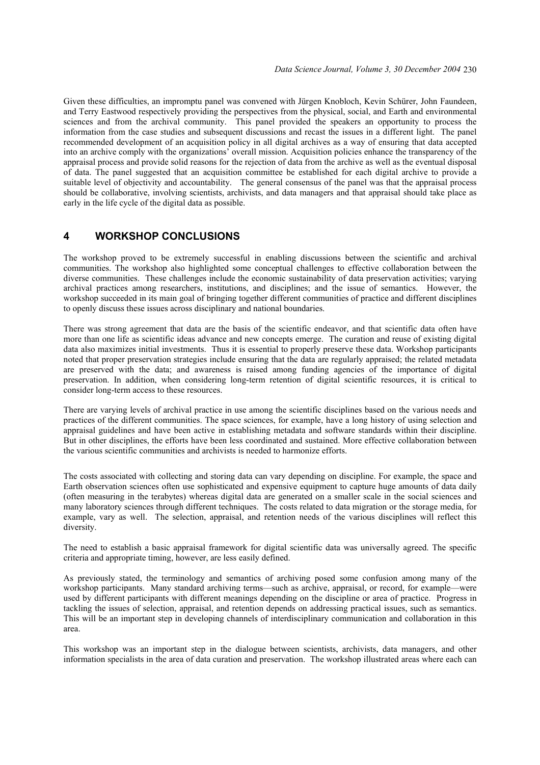Given these difficulties, an impromptu panel was convened with Jürgen Knobloch, Kevin Schürer, John Faundeen, and Terry Eastwood respectively providing the perspectives from the physical, social, and Earth and environmental sciences and from the archival community. This panel provided the speakers an opportunity to process the information from the case studies and subsequent discussions and recast the issues in a different light. The panel recommended development of an acquisition policy in all digital archives as a way of ensuring that data accepted into an archive comply with the organizations' overall mission. Acquisition policies enhance the transparency of the appraisal process and provide solid reasons for the rejection of data from the archive as well as the eventual disposal of data. The panel suggested that an acquisition committee be established for each digital archive to provide a suitable level of objectivity and accountability. The general consensus of the panel was that the appraisal process should be collaborative, involving scientists, archivists, and data managers and that appraisal should take place as early in the life cycle of the digital data as possible.

## 4 WORKSHOP CONCLUSIONS

The workshop proved to be extremely successful in enabling discussions between the scientific and archival communities. The workshop also highlighted some conceptual challenges to effective collaboration between the diverse communities. These challenges include the economic sustainability of data preservation activities; varying archival practices among researchers, institutions, and disciplines; and the issue of semantics. However, the workshop succeeded in its main goal of bringing together different communities of practice and different disciplines to openly discuss these issues across disciplinary and national boundaries.

There was strong agreement that data are the basis of the scientific endeavor, and that scientific data often have more than one life as scientific ideas advance and new concepts emerge. The curation and reuse of existing digital data also maximizes initial investments. Thus it is essential to properly preserve these data. Workshop participants noted that proper preservation strategies include ensuring that the data are regularly appraised; the related metadata are preserved with the data; and awareness is raised among funding agencies of the importance of digital preservation. In addition, when considering long-term retention of digital scientific resources, it is critical to consider long-term access to these resources.

There are varying levels of archival practice in use among the scientific disciplines based on the various needs and practices of the different communities. The space sciences, for example, have a long history of using selection and appraisal guidelines and have been active in establishing metadata and software standards within their discipline. But in other disciplines, the efforts have been less coordinated and sustained. More effective collaboration between the various scientific communities and archivists is needed to harmonize efforts.

The costs associated with collecting and storing data can vary depending on discipline. For example, the space and Earth observation sciences often use sophisticated and expensive equipment to capture huge amounts of data daily (often measuring in the terabytes) whereas digital data are generated on a smaller scale in the social sciences and many laboratory sciences through different techniques. The costs related to data migration or the storage media, for example, vary as well. The selection, appraisal, and retention needs of the various disciplines will reflect this diversity.

The need to establish a basic appraisal framework for digital scientific data was universally agreed. The specific criteria and appropriate timing, however, are less easily defined.

As previously stated, the terminology and semantics of archiving posed some confusion among many of the workshop participants. Many standard archiving terms—such as archive, appraisal, or record, for example—were used by different participants with different meanings depending on the discipline or area of practice. Progress in tackling the issues of selection, appraisal, and retention depends on addressing practical issues, such as semantics. This will be an important step in developing channels of interdisciplinary communication and collaboration in this area.

This workshop was an important step in the dialogue between scientists, archivists, data managers, and other information specialists in the area of data curation and preservation. The workshop illustrated areas where each can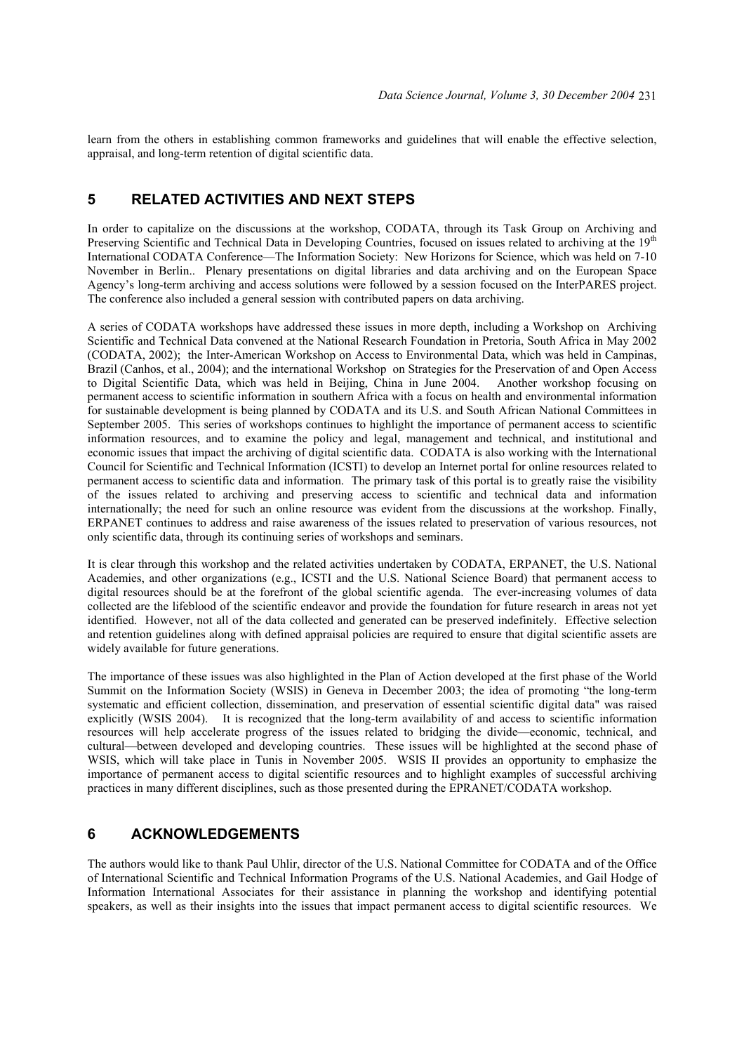learn from the others in establishing common frameworks and guidelines that will enable the effective selection, appraisal, and long-term retention of digital scientific data.

## 5 RELATED ACTIVITIES AND NEXT STEPS

In order to capitalize on the discussions at the workshop, CODATA, through its Task Group on Archiving and Preserving Scientific and Technical Data in Developing Countries, focused on issues related to archiving at the 19th International CODATA Conference—The Information Society: New Horizons for Science, which was held on 7-10 November in Berlin.. Plenary presentations on digital libraries and data archiving and on the European Space Agency's long-term archiving and access solutions were followed by a session focused on the InterPARES project. The conference also included a general session with contributed papers on data archiving.

A series of CODATA workshops have addressed these issues in more depth, including a Workshop on Archiving Scientific and Technical Data convened at the National Research Foundation in Pretoria, South Africa in May 2002 (CODATA, 2002); the Inter-American Workshop on Access to Environmental Data, which was held in Campinas, Brazil (Canhos, et al., 2004); and the international Workshop on Strategies for the Preservation of and Open Access to Digital Scientific Data, which was held in Beijing, China in June 2004. Another workshop focusing on permanent access to scientific information in southern Africa with a focus on health and environmental information for sustainable development is being planned by CODATA and its U.S. and South African National Committees in September 2005. This series of workshops continues to highlight the importance of permanent access to scientific information resources, and to examine the policy and legal, management and technical, and institutional and economic issues that impact the archiving of digital scientific data. CODATA is also working with the International Council for Scientific and Technical Information (ICSTI) to develop an Internet portal for online resources related to permanent access to scientific data and information. The primary task of this portal is to greatly raise the visibility of the issues related to archiving and preserving access to scientific and technical data and information internationally; the need for such an online resource was evident from the discussions at the workshop. Finally, ERPANET continues to address and raise awareness of the issues related to preservation of various resources, not only scientific data, through its continuing series of workshops and seminars.

It is clear through this workshop and the related activities undertaken by CODATA, ERPANET, the U.S. National Academies, and other organizations (e.g., ICSTI and the U.S. National Science Board) that permanent access to digital resources should be at the forefront of the global scientific agenda. The ever-increasing volumes of data collected are the lifeblood of the scientific endeavor and provide the foundation for future research in areas not yet identified. However, not all of the data collected and generated can be preserved indefinitely. Effective selection and retention guidelines along with defined appraisal policies are required to ensure that digital scientific assets are widely available for future generations.

The importance of these issues was also highlighted in the Plan of Action developed at the first phase of the World Summit on the Information Society (WSIS) in Geneva in December 2003; the idea of promoting "the long-term systematic and efficient collection, dissemination, and preservation of essential scientific digital data" was raised explicitly (WSIS 2004). It is recognized that the long-term availability of and access to scientific information resources will help accelerate progress of the issues related to bridging the divide—economic, technical, and cultural—between developed and developing countries. These issues will be highlighted at the second phase of WSIS, which will take place in Tunis in November 2005. WSIS II provides an opportunity to emphasize the importance of permanent access to digital scientific resources and to highlight examples of successful archiving practices in many different disciplines, such as those presented during the EPRANET/CODATA workshop.

## 6 ACKNOWLEDGEMENTS

The authors would like to thank Paul Uhlir, director of the U.S. National Committee for CODATA and of the Office of International Scientific and Technical Information Programs of the U.S. National Academies, and Gail Hodge of Information International Associates for their assistance in planning the workshop and identifying potential speakers, as well as their insights into the issues that impact permanent access to digital scientific resources. We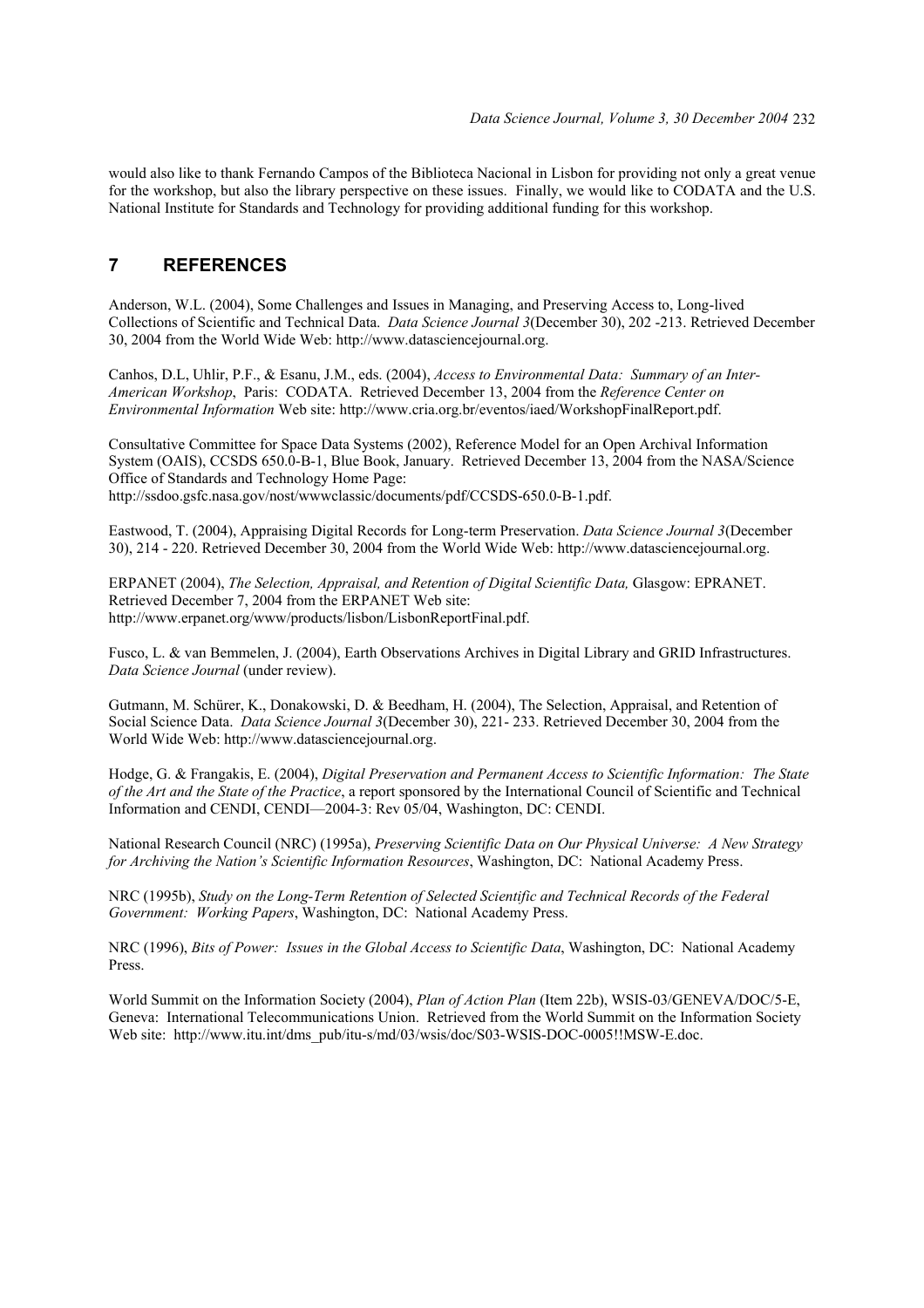would also like to thank Fernando Campos of the Biblioteca Nacional in Lisbon for providing not only a great venue for the workshop, but also the library perspective on these issues. Finally, we would like to CODATA and the U.S. National Institute for Standards and Technology for providing additional funding for this workshop.

## 7 REFERENCES

Anderson, W.L. (2004), Some Challenges and Issues in Managing, and Preserving Access to, Long-lived Collections of Scientific and Technical Data. *Data Science Journal 3*(December 30), 202 -213. Retrieved December 30, 2004 from the World Wide Web: http://www.datasciencejournal.org.

Canhos, D.L, Uhlir, P.F., & Esanu, J.M., eds. (2004), *Access to Environmental Data: Summary of an Inter-American Workshop*, Paris: CODATA. Retrieved December 13, 2004 from the *Reference Center on Environmental Information* Web site: http://www.cria.org.br/eventos/iaed/WorkshopFinalReport.pdf.

Consultative Committee for Space Data Systems (2002), Reference Model for an Open Archival Information System (OAIS), CCSDS 650.0-B-1, Blue Book, January. Retrieved December 13, 2004 from the NASA/Science Office of Standards and Technology Home Page: http://ssdoo.gsfc.nasa.gov/nost/wwwclassic/documents/pdf/CCSDS-650.0-B-1.pdf.

Eastwood, T. (2004), Appraising Digital Records for Long-term Preservation. *Data Science Journal 3*(December 30), 214 - 220. Retrieved December 30, 2004 from the World Wide Web: http://www.datasciencejournal.org.

ERPANET (2004), *The Selection, Appraisal, and Retention of Digital Scientific Data,* Glasgow: EPRANET. Retrieved December 7, 2004 from the ERPANET Web site: http://www.erpanet.org/www/products/lisbon/LisbonReportFinal.pdf.

Fusco, L. & van Bemmelen, J. (2004), Earth Observations Archives in Digital Library and GRID Infrastructures. *Data Science Journal* (under review).

Gutmann, M. Schürer, K., Donakowski, D. & Beedham, H. (2004), The Selection, Appraisal, and Retention of Social Science Data. *Data Science Journal 3*(December 30), 221- 233. Retrieved December 30, 2004 from the World Wide Web: http://www.datasciencejournal.org.

Hodge, G. & Frangakis, E. (2004), *Digital Preservation and Permanent Access to Scientific Information: The State of the Art and the State of the Practice*, a report sponsored by the International Council of Scientific and Technical Information and CENDI, CENDI—2004-3: Rev 05/04, Washington, DC: CENDI.

National Research Council (NRC) (1995a), *Preserving Scientific Data on Our Physical Universe: A New Strategy for Archiving the Nation's Scientific Information Resources*, Washington, DC: National Academy Press.

NRC (1995b), *Study on the Long-Term Retention of Selected Scientific and Technical Records of the Federal Government: Working Papers*, Washington, DC: National Academy Press.

NRC (1996), *Bits of Power: Issues in the Global Access to Scientific Data*, Washington, DC: National Academy Press.

World Summit on the Information Society (2004), *Plan of Action Plan* (Item 22b), WSIS-03/GENEVA/DOC/5-E, Geneva: International Telecommunications Union. Retrieved from the World Summit on the Information Society Web site: http://www.itu.int/dms_pub/itu-s/md/03/wsis/doc/S03-WSIS-DOC-0005!!MSW-E.doc.